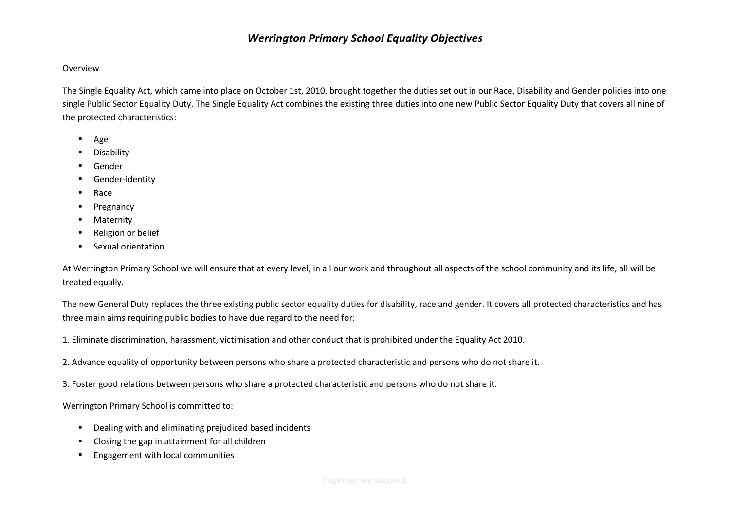# *Werrington Primary School Equality Objectives*

Overview

The Single Equality Act, which came into place on October 1st, 2010, brought together the duties set out in our Race, Disability and Gender policies into one single Public Sector Equality Duty. The Single Equality Act combines the existing three duties into one new Public Sector Equality Duty that covers all nine of the protected characteristics:

- Age
- Disability
- Gender
- Gender-identity
- Race
- Pregnancy
- Maternity
- Religion or belief
- Sexual orientation

At Werrington Primary School we will ensure that at every level, in all our work and throughout all aspects of the school community and its life, all will be treated equally.

The new General Duty replaces the three existing public sector equality duties for disability, race and gender. It covers all protected characteristics and has three main aims requiring public bodies to have due regard to the need for:

1. Eliminate discrimination, harassment, victimisation and other conduct that is prohibited under the Equality Act 2010.

2. Advance equality of opportunity between persons who share a protected characteristic and persons who do not share it.

3. Foster good relations between persons who share a protected characteristic and persons who do not share it.

Werrington Primary School is committed to:

- Dealing with and eliminating prejudiced based incidents
- Closing the gap in attainment for all children
- Engagement with local communities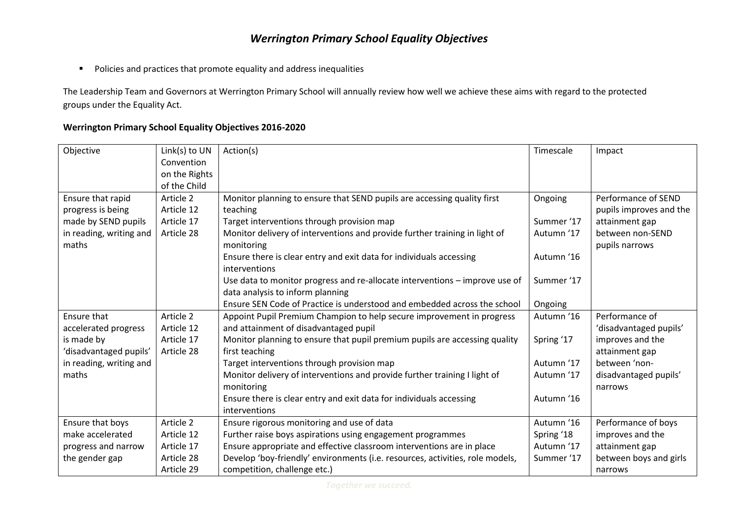# *Werrington Primary School Equality Objectives*

- Policies and practices that promote equality and address inequalities

The Leadership Team and Governors at Werrington Primary School will annually review how well we achieve these aims with regard to the protected groups under the Equality Act.

**Werrington Primary School Equality Objectives 2016-2020**

| Objective | Link(s) to UN Convention on the Rights of the Child | Action(s) | Timescale | Impact |
|---|---|---|---|---|
| Ensure that rapid progress is being made by SEND pupils in reading, writing and maths | Article 2<br>Article 12<br>Article 17<br>Article 28 | Monitor planning to ensure that SEND pupils are accessing quality first teaching<br>Target interventions through provision map<br>Monitor delivery of interventions and provide further training in light of monitoring<br>Ensure there is clear entry and exit data for individuals accessing interventions<br>Use data to monitor progress and re-allocate interventions – improve use of data analysis to inform planning<br>Ensure SEN Code of Practice is understood and embedded across the school | Ongoing<br>Summer '17<br>Autumn '17<br>Autumn '16<br>Summer '17<br>Ongoing | Performance of SEND pupils improves and the attainment gap between non-SEND pupils narrows |
| Ensure that accelerated progress is made by 'disadvantaged pupils' in reading, writing and maths | Article 2<br>Article 12<br>Article 17<br>Article 28 | Appoint Pupil Premium Champion to help secure improvement in progress and attainment of disadvantaged pupil<br>Monitor planning to ensure that pupil premium pupils are accessing quality first teaching<br>Target interventions through provision map<br>Monitor delivery of interventions and provide further training I light of monitoring<br>Ensure there is clear entry and exit data for individuals accessing interventions | Autumn '16<br>Spring '17<br>Autumn '17<br>Autumn '17<br>Autumn '16 | Performance of 'disadvantaged pupils' improves and the attainment gap between 'non-disadvantaged pupils' narrows |
| Ensure that boys make accelerated progress and narrow the gender gap | Article 2<br>Article 12<br>Article 17<br>Article 28<br>Article 29 | Ensure rigorous monitoring and use of data<br>Further raise boys aspirations using engagement programmes<br>Ensure appropriate and effective classroom interventions are in place<br>Develop 'boy-friendly' environments (i.e. resources, activities, role models, competition, challenge etc.) | Autumn '16<br>Spring '18<br>Autumn '17<br>Summer '17 | Performance of boys improves and the attainment gap between boys and girls narrows |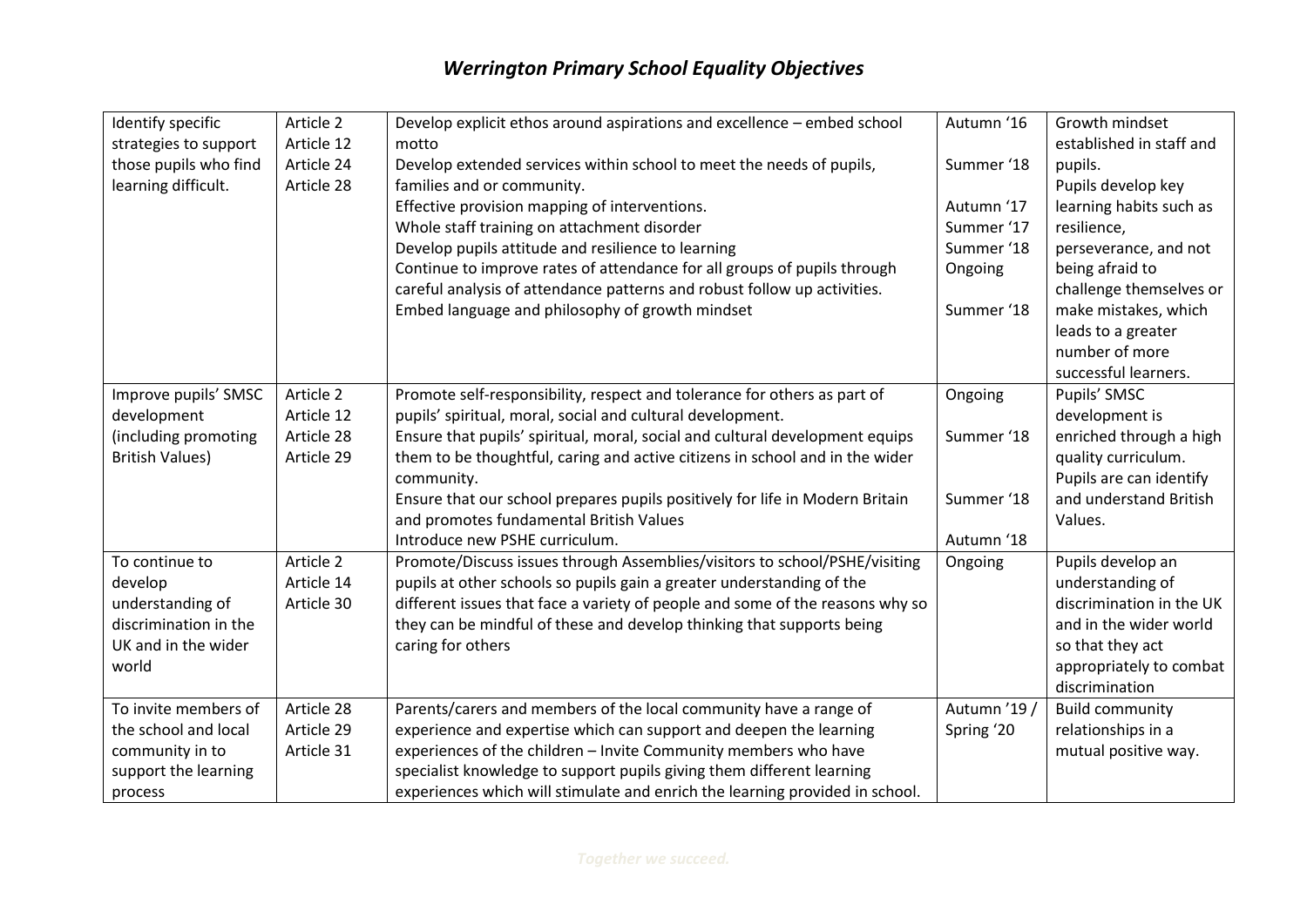## *Werrington Primary School Equality Objectives*

| | | | | |
|---|---|---|---|---|
| Identify specific strategies to support those pupils who find learning difficult. | Article 2<br>Article 12<br>Article 24<br>Article 28 | Develop explicit ethos around aspirations and excellence – embed school motto<br>Develop extended services within school to meet the needs of pupils, families and or community.<br>Effective provision mapping of interventions.<br>Whole staff training on attachment disorder<br>Develop pupils attitude and resilience to learning<br>Continue to improve rates of attendance for all groups of pupils through careful analysis of attendance patterns and robust follow up activities.<br>Embed language and philosophy of growth mindset | Autumn '16<br><br>Summer '18<br><br>Autumn '17<br>Summer '17<br>Summer '18<br>Ongoing<br><br>Summer '18 | Growth mindset established in staff and pupils.<br>Pupils develop key learning habits such as resilience, perseverance, and not being afraid to challenge themselves or make mistakes, which leads to a greater number of more successful learners. |
| Improve pupils' SMSC development (including promoting British Values) | Article 2<br>Article 12<br>Article 28<br>Article 29 | Promote self-responsibility, respect and tolerance for others as part of pupils' spiritual, moral, social and cultural development.<br>Ensure that pupils' spiritual, moral, social and cultural development equips them to be thoughtful, caring and active citizens in school and in the wider community.<br>Ensure that our school prepares pupils positively for life in Modern Britain and promotes fundamental British Values<br>Introduce new PSHE curriculum. | Ongoing<br><br>Summer '18<br><br><br>Summer '18<br><br>Autumn '18 | Pupils' SMSC development is enriched through a high quality curriculum.<br>Pupils are can identify and understand British Values. |
| To continue to develop understanding of discrimination in the UK and in the wider world | Article 2<br>Article 14<br>Article 30 | Promote/Discuss issues through Assemblies/visitors to school/PSHE/visiting pupils at other schools so pupils gain a greater understanding of the different issues that face a variety of people and some of the reasons why so they can be mindful of these and develop thinking that supports being caring for others | Ongoing | Pupils develop an understanding of discrimination in the UK and in the wider world so that they act appropriately to combat discrimination |
| To invite members of the school and local community in to support the learning process | Article 28<br>Article 29<br>Article 31 | Parents/carers and members of the local community have a range of experience and expertise which can support and deepen the learning experiences of the children – Invite Community members who have specialist knowledge to support pupils giving them different learning experiences which will stimulate and enrich the learning provided in school. | Autumn '19 / Spring '20 | Build community relationships in a mutual positive way. |

*Together we succeed.*